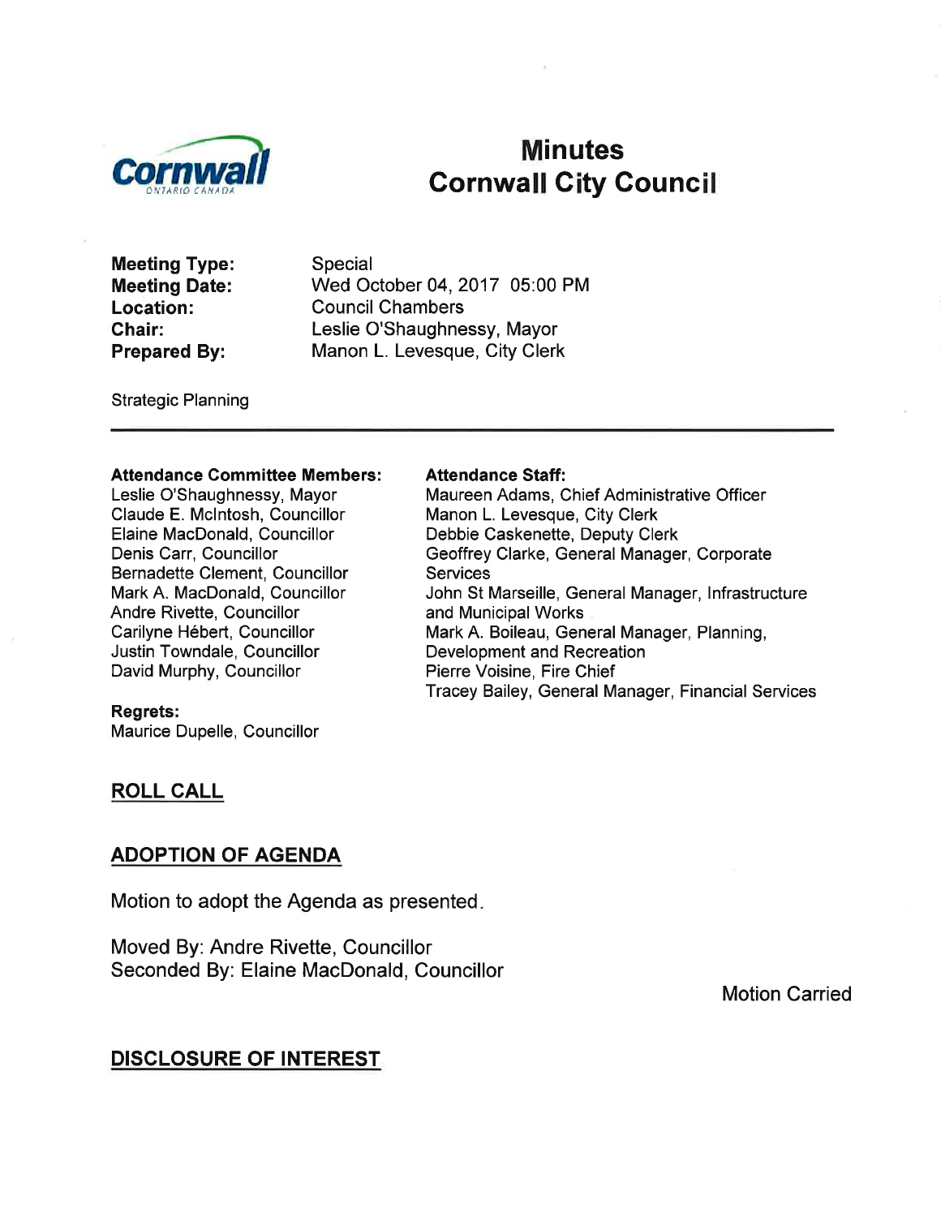Cornwall
ONTARIO CANADA

# Minutes
# Cornwall City Council

**Meeting Type:** Special
**Meeting Date:** Wed October 04, 2017 05:00 PM
**Location:** Council Chambers
**Chair:** Leslie O'Shaughnessy, Mayor
**Prepared By:** Manon L. Levesque, City Clerk

Strategic Planning

---

**Attendance Committee Members:**
Leslie O'Shaughnessy, Mayor
Claude E. McIntosh, Councillor
Elaine MacDonald, Councillor
Denis Carr, Councillor
Bernadette Clement, Councillor
Mark A. MacDonald, Councillor
Andre Rivette, Councillor
Carilyne Hébert, Councillor
Justin Towndale, Councillor
David Murphy, Councillor

**Regrets:**
Maurice Dupelle, Councillor

**Attendance Staff:**
Maureen Adams, Chief Administrative Officer
Manon L. Levesque, City Clerk
Debbie Caskenette, Deputy Clerk
Geoffrey Clarke, General Manager, Corporate Services
John St Marseille, General Manager, Infrastructure and Municipal Works
Mark A. Boileau, General Manager, Planning, Development and Recreation
Pierre Voisine, Fire Chief
Tracey Bailey, General Manager, Financial Services

## ROLL CALL

## ADOPTION OF AGENDA

Motion to adopt the Agenda as presented.

Moved By: Andre Rivette, Councillor
Seconded By: Elaine MacDonald, Councillor

Motion Carried

## DISCLOSURE OF INTEREST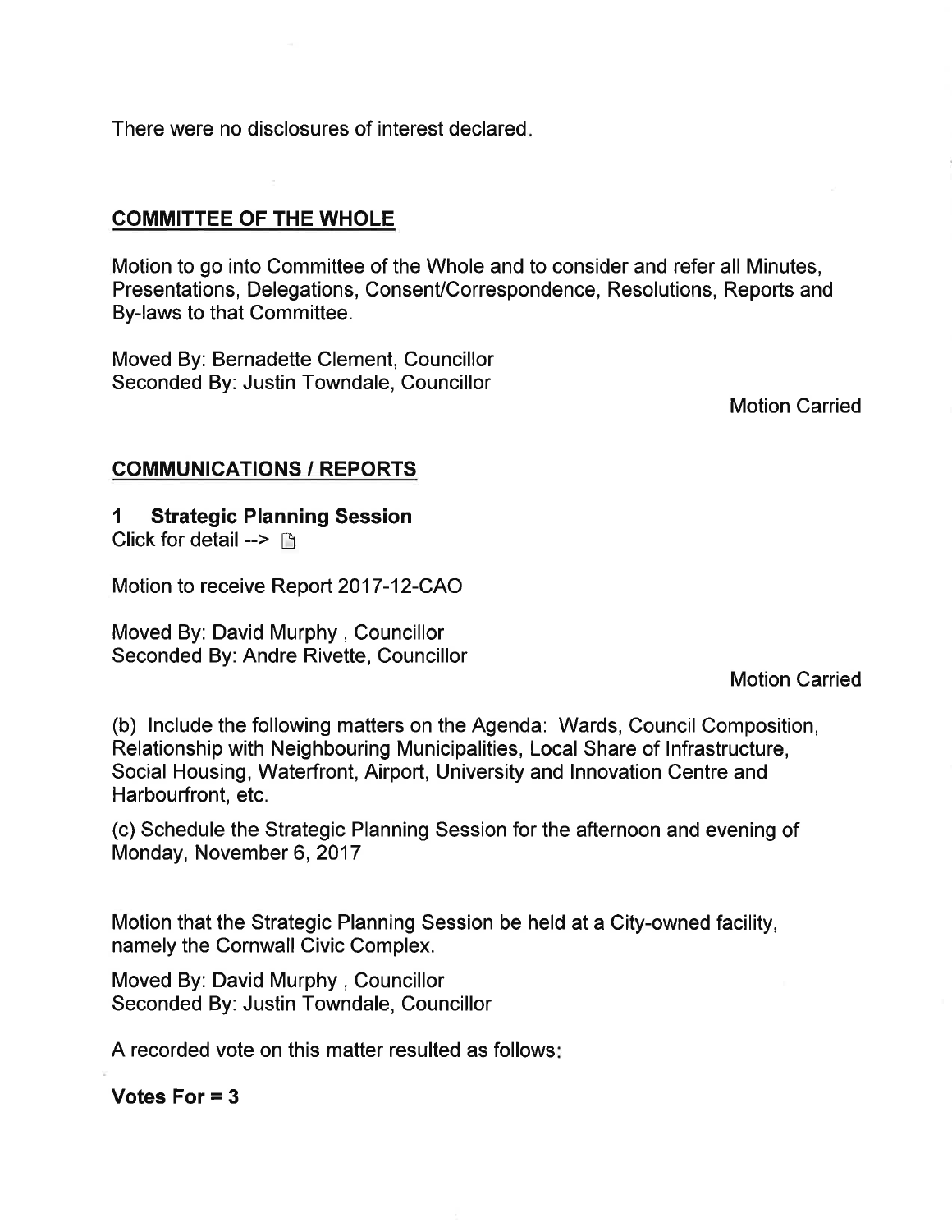There were no disclosures of interest declared.

## COMMITTEE OF THE WHOLE

Motion to go into Committee of the Whole and to consider and refer all Minutes, Presentations, Delegations, Consent/Correspondence, Resolutions, Reports and By-laws to that Committee.

Moved By: Bernadette Clement, Councillor
Seconded By: Justin Towndale, Councillor

Motion Carried

## COMMUNICATIONS / REPORTS

### 1 Strategic Planning Session

Click for detail -->

Motion to receive Report 2017-12-CAO

Moved By: David Murphy , Councillor
Seconded By: Andre Rivette, Councillor

Motion Carried

(b) Include the following matters on the Agenda: Wards, Council Composition, Relationship with Neighbouring Municipalities, Local Share of Infrastructure, Social Housing, Waterfront, Airport, University and Innovation Centre and Harbourfront, etc.

(c) Schedule the Strategic Planning Session for the afternoon and evening of Monday, November 6, 2017

Motion that the Strategic Planning Session be held at a City-owned facility, namely the Cornwall Civic Complex.

Moved By: David Murphy , Councillor
Seconded By: Justin Towndale, Councillor

A recorded vote on this matter resulted as follows:

**Votes For = 3**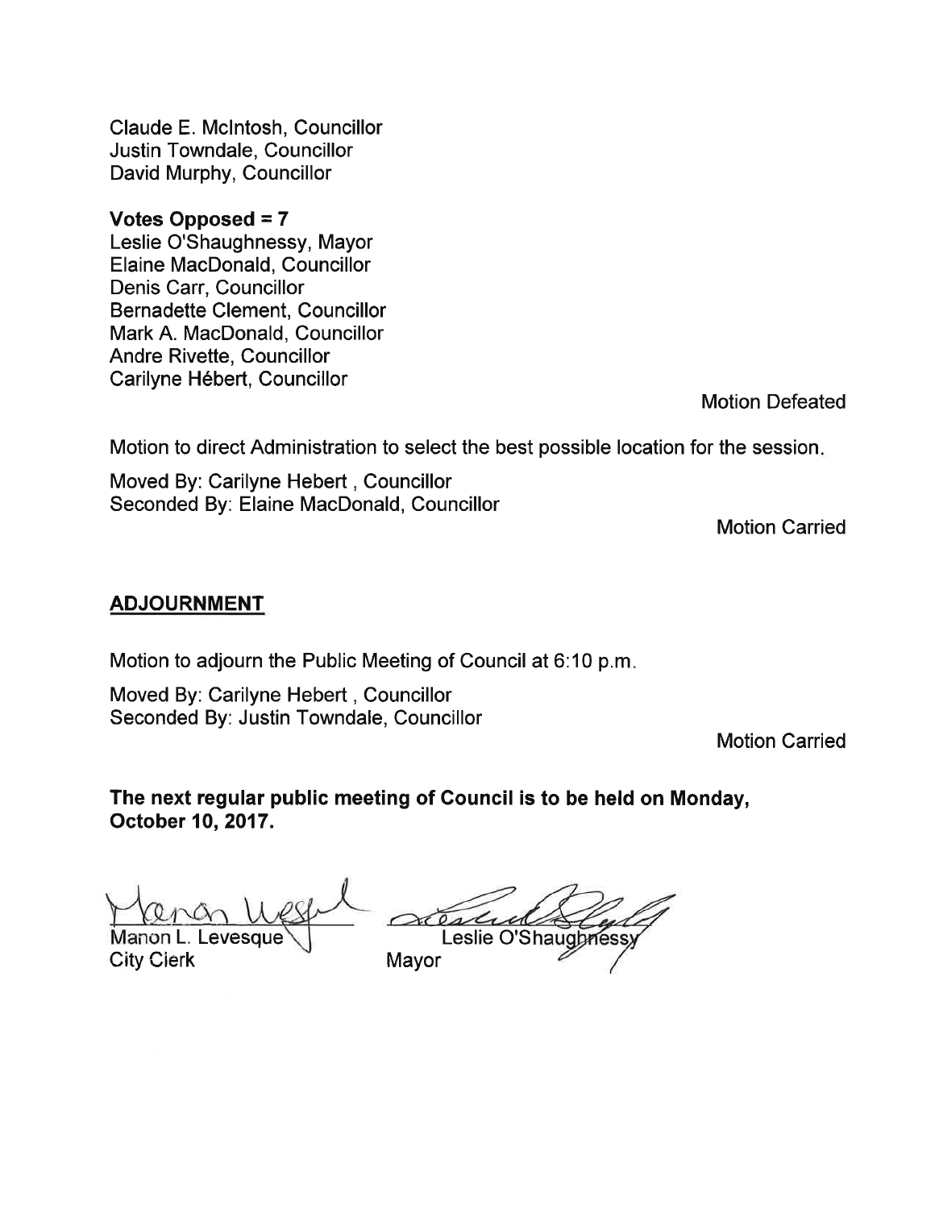Claude E. McIntosh, Councillor
Justin Towndale, Councillor
David Murphy, Councillor

**Votes Opposed = 7**
Leslie O'Shaughnessy, Mayor
Elaine MacDonald, Councillor
Denis Carr, Councillor
Bernadette Clement, Councillor
Mark A. MacDonald, Councillor
Andre Rivette, Councillor
Carilyne Hébert, Councillor

Motion Defeated

Motion to direct Administration to select the best possible location for the session.

Moved By: Carilyne Hebert , Councillor
Seconded By: Elaine MacDonald, Councillor

Motion Carried

## ADJOURNMENT

Motion to adjourn the Public Meeting of Council at 6:10 p.m.

Moved By: Carilyne Hebert , Councillor
Seconded By: Justin Towndale, Councillor

Motion Carried

**The next regular public meeting of Council is to be held on Monday, October 10, 2017.**

Manon L. Levesque
City Clerk

Leslie O'Shaughnessy
Mayor